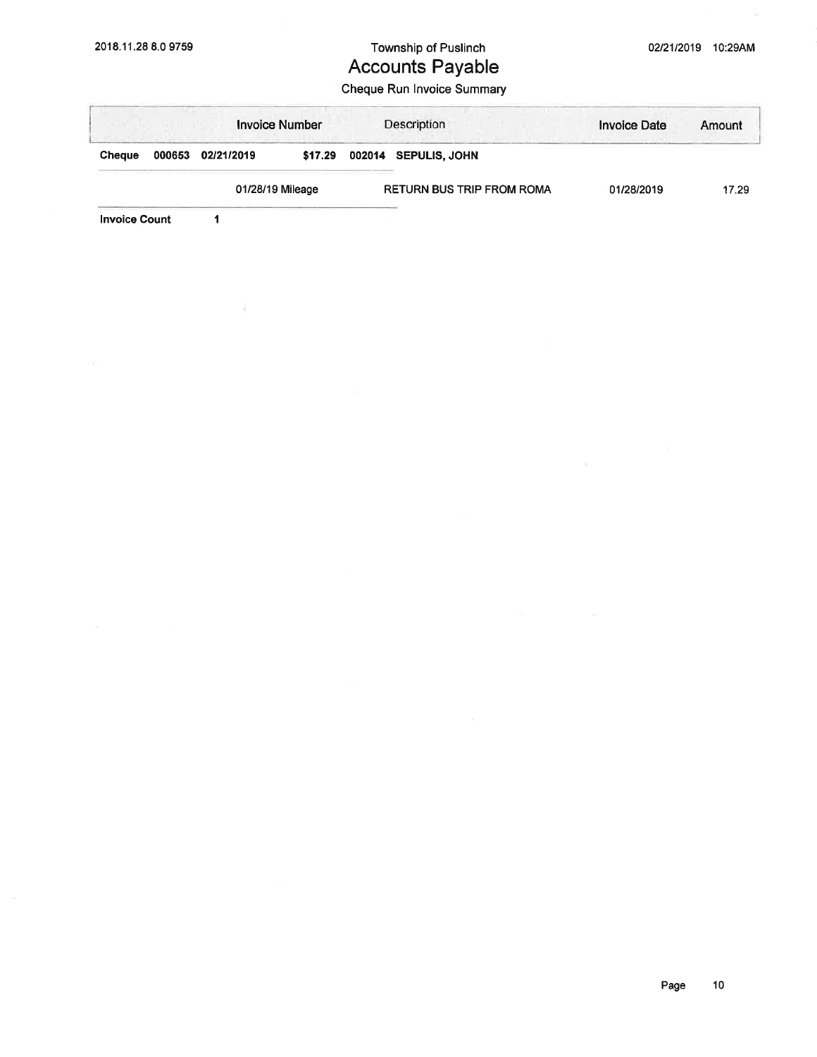Township of Puslinch

# Accounts Payable

Cheque Run Invoice Summary

| | | Invoice Number | | Description | Invoice Date | Amount |
|---|---|---|---|---|---|---|
| **Cheque** | **000653** | **02/21/2019** | **$17.29** | **002014 SEPULIS, JOHN** | | |
| | | 01/28/19 Mileage | | RETURN BUS TRIP FROM ROMA | 01/28/2019 | 17.29 |

**Invoice Count** 1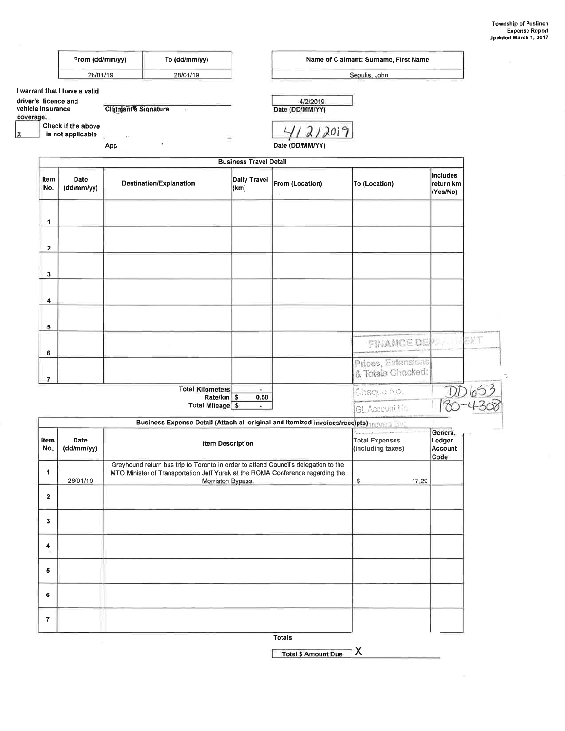Township of Puslinch
Expense Report
Updated March 1, 2017

| From (dd/mm/yy) | To (dd/mm/yy) |
|---|---|
| 28/01/19 | 28/01/19 |

| Name of Claimant: Surname, First Name |
|---|
| Sepulis, John |

I warrant that I have a valid driver's licence and vehicle insurance coverage.

X Check if the above is not applicable

Claimant's Signature

4/2/2019
Date (DD/MM/YY)

App.

4/2/2019
Date (DD/MM/YY)

**Business Travel Detail**

| Item No. | Date (dd/mm/yy) | Destination/Explanation | Daily Travel (km) | From (Location) | To (Location) | Includes return km (Yes/No) |
|---|---|---|---|---|---|---|
| 1 | | | | | | |
| 2 | | | | | | |
| 3 | | | | | | |
| 4 | | | | | | |
| 5 | | | | | | |
| 6 | | | | | | |
| 7 | | | | | | |
| | | Total Kilometers | - | | | |
| | | Rate/km | $ 0.50 | | | |
| | | Total Mileage | $ - | | | |

FINANCE DEPARTMENT
Prices, Extensions & Totals Checked:
Cheque No. DD653
GL Account No. 180-4308
Approved By:

**Business Expense Detail (Attach all original and itemized invoices/receipts)**

| Item No. | Date (dd/mm/yy) | Item Description | Total Expenses (including taxes) | General Ledger Account Code |
|---|---|---|---|---|
| 1 | 28/01/19 | Greyhound return bus trip to Toronto in order to attend Council's delegation to the MTO Minister of Transportation Jeff Yurek at the ROMA Conference regarding the Morriston Bypass. | $ 17.29 | |
| 2 | | | | |
| 3 | | | | |
| 4 | | | | |
| 5 | | | | |
| 6 | | | | |
| 7 | | | | |
| | | Totals | | |

Total $ Amount Due X